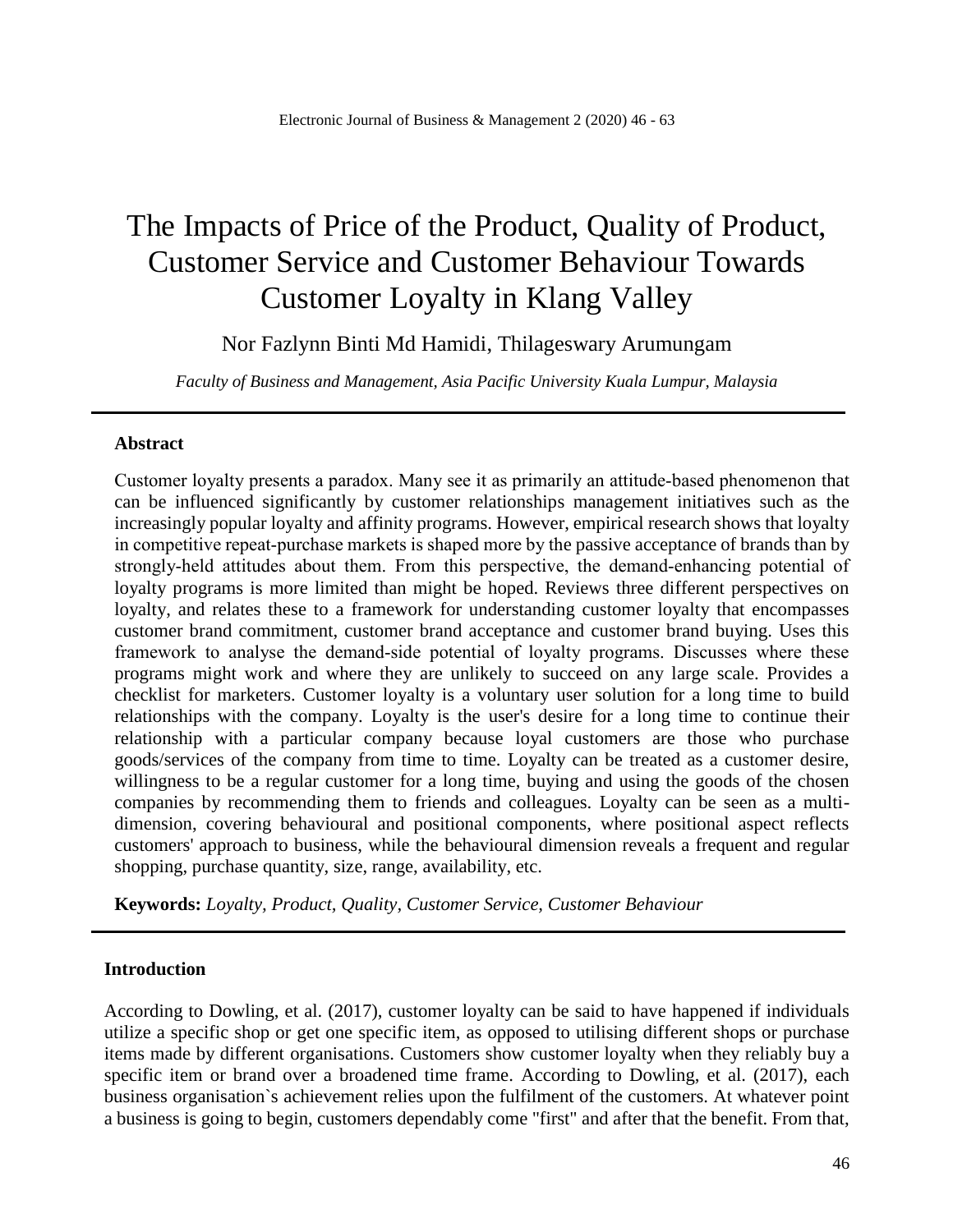# The Impacts of Price of the Product, Quality of Product, Customer Service and Customer Behaviour Towards Customer Loyalty in Klang Valley

Nor Fazlynn Binti Md Hamidi, Thilageswary Arumungam

*Faculty of Business and Management, Asia Pacific University Kuala Lumpur, Malaysia*

---

## Abstract

Customer loyalty presents a paradox. Many see it as primarily an attitude-based phenomenon that can be influenced significantly by customer relationships management initiatives such as the increasingly popular loyalty and affinity programs. However, empirical research shows that loyalty in competitive repeat-purchase markets is shaped more by the passive acceptance of brands than by strongly-held attitudes about them. From this perspective, the demand-enhancing potential of loyalty programs is more limited than might be hoped. Reviews three different perspectives on loyalty, and relates these to a framework for understanding customer loyalty that encompasses customer brand commitment, customer brand acceptance and customer brand buying. Uses this framework to analyse the demand-side potential of loyalty programs. Discusses where these programs might work and where they are unlikely to succeed on any large scale. Provides a checklist for marketers. Customer loyalty is a voluntary user solution for a long time to build relationships with the company. Loyalty is the user's desire for a long time to continue their relationship with a particular company because loyal customers are those who purchase goods/services of the company from time to time. Loyalty can be treated as a customer desire, willingness to be a regular customer for a long time, buying and using the goods of the chosen companies by recommending them to friends and colleagues. Loyalty can be seen as a multi-dimension, covering behavioural and positional components, where positional aspect reflects customers' approach to business, while the behavioural dimension reveals a frequent and regular shopping, purchase quantity, size, range, availability, etc.

**Keywords:** *Loyalty, Product, Quality, Customer Service, Customer Behaviour*

---

## Introduction

According to Dowling, et al. (2017), customer loyalty can be said to have happened if individuals utilize a specific shop or get one specific item, as opposed to utilising different shops or purchase items made by different organisations. Customers show customer loyalty when they reliably buy a specific item or brand over a broadened time frame. According to Dowling, et al. (2017), each business organisation`s achievement relies upon the fulfilment of the customers. At whatever point a business is going to begin, customers dependably come "first" and after that the benefit. From that,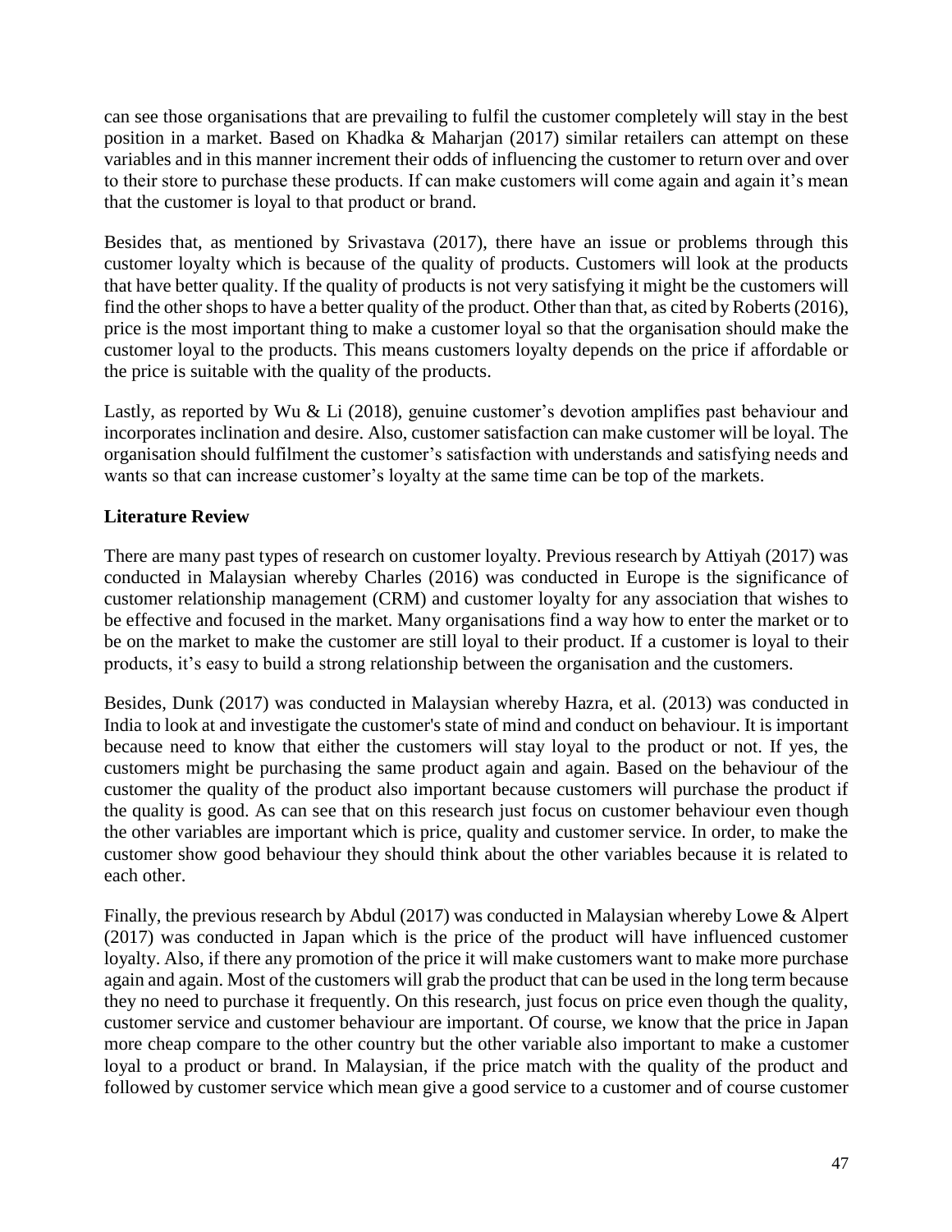can see those organisations that are prevailing to fulfil the customer completely will stay in the best position in a market. Based on Khadka & Maharjan (2017) similar retailers can attempt on these variables and in this manner increment their odds of influencing the customer to return over and over to their store to purchase these products. If can make customers will come again and again it's mean that the customer is loyal to that product or brand.

Besides that, as mentioned by Srivastava (2017), there have an issue or problems through this customer loyalty which is because of the quality of products. Customers will look at the products that have better quality. If the quality of products is not very satisfying it might be the customers will find the other shops to have a better quality of the product. Other than that, as cited by Roberts (2016), price is the most important thing to make a customer loyal so that the organisation should make the customer loyal to the products. This means customers loyalty depends on the price if affordable or the price is suitable with the quality of the products.

Lastly, as reported by Wu & Li (2018), genuine customer's devotion amplifies past behaviour and incorporates inclination and desire. Also, customer satisfaction can make customer will be loyal. The organisation should fulfilment the customer's satisfaction with understands and satisfying needs and wants so that can increase customer's loyalty at the same time can be top of the markets.

## Literature Review

There are many past types of research on customer loyalty. Previous research by Attiyah (2017) was conducted in Malaysian whereby Charles (2016) was conducted in Europe is the significance of customer relationship management (CRM) and customer loyalty for any association that wishes to be effective and focused in the market. Many organisations find a way how to enter the market or to be on the market to make the customer are still loyal to their product. If a customer is loyal to their products, it's easy to build a strong relationship between the organisation and the customers.

Besides, Dunk (2017) was conducted in Malaysian whereby Hazra, et al. (2013) was conducted in India to look at and investigate the customer's state of mind and conduct on behaviour. It is important because need to know that either the customers will stay loyal to the product or not. If yes, the customers might be purchasing the same product again and again. Based on the behaviour of the customer the quality of the product also important because customers will purchase the product if the quality is good. As can see that on this research just focus on customer behaviour even though the other variables are important which is price, quality and customer service. In order, to make the customer show good behaviour they should think about the other variables because it is related to each other.

Finally, the previous research by Abdul (2017) was conducted in Malaysian whereby Lowe & Alpert (2017) was conducted in Japan which is the price of the product will have influenced customer loyalty. Also, if there any promotion of the price it will make customers want to make more purchase again and again. Most of the customers will grab the product that can be used in the long term because they no need to purchase it frequently. On this research, just focus on price even though the quality, customer service and customer behaviour are important. Of course, we know that the price in Japan more cheap compare to the other country but the other variable also important to make a customer loyal to a product or brand. In Malaysian, if the price match with the quality of the product and followed by customer service which mean give a good service to a customer and of course customer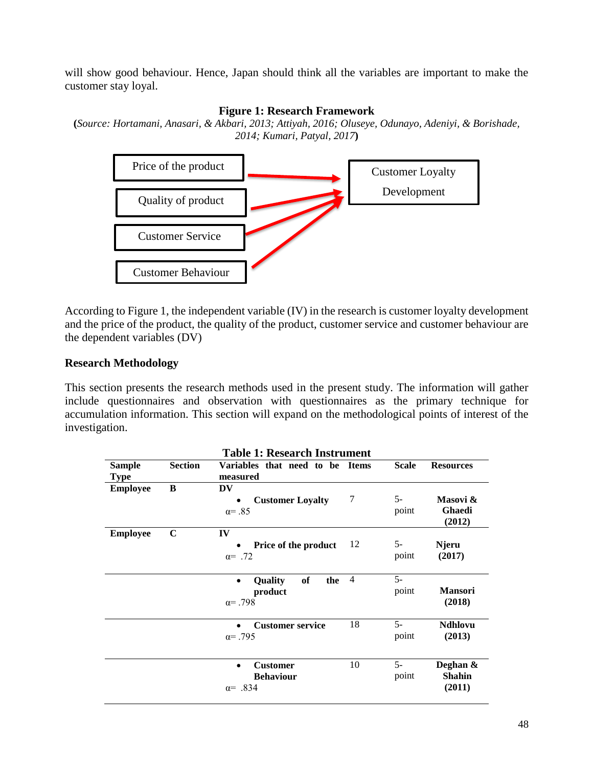will show good behaviour. Hence, Japan should think all the variables are important to make the customer stay loyal.

**Figure 1: Research Framework**

(*Source: Hortamani, Anasari, & Akbari, 2013; Attiyah, 2016; Oluseye, Odunayo, Adeniyi, & Borishade, 2014; Kumari, Patyal, 2017*)

Price of the product → Customer Loyalty Development

Quality of product → Customer Loyalty Development

Customer Service → Customer Loyalty Development

Customer Behaviour → Customer Loyalty Development

According to Figure 1, the independent variable (IV) in the research is customer loyalty development and the price of the product, the quality of the product, customer service and customer behaviour are the dependent variables (DV)

## Research Methodology

This section presents the research methods used in the present study. The information will gather include questionnaires and observation with questionnaires as the primary technique for accumulation information. This section will expand on the methodological points of interest of the investigation.

**Table 1: Research Instrument**

| Sample Type | Section | Variables that need to be measured | Items | Scale | Resources |
|---|---|---|---|---|---|
| **Employee** | **B** | **DV** <br> • **Customer Loyalty** <br> α= .85 | 7 | 5-point | **Masovi & Ghaedi (2012)** |
| **Employee** | **C** | **IV** <br> • **Price of the product** <br> α= .72 | 12 | 5-point | **Njeru (2017)** |
| | | • **Quality of the product** <br> α= .798 | 4 | 5-point | **Mansori (2018)** |
| | | • **Customer service** <br> α= .795 | 18 | 5-point | **Ndhlovu (2013)** |
| | | • **Customer Behaviour** <br> α= .834 | 10 | 5-point | **Deghan & Shahin (2011)** |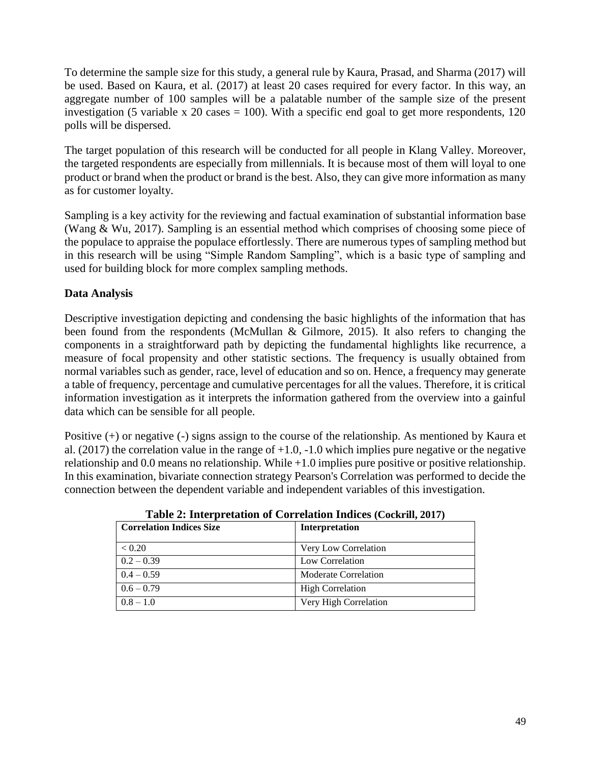To determine the sample size for this study, a general rule by Kaura, Prasad, and Sharma (2017) will be used. Based on Kaura, et al. (2017) at least 20 cases required for every factor. In this way, an aggregate number of 100 samples will be a palatable number of the sample size of the present investigation (5 variable x 20 cases = 100). With a specific end goal to get more respondents, 120 polls will be dispersed.

The target population of this research will be conducted for all people in Klang Valley. Moreover, the targeted respondents are especially from millennials. It is because most of them will loyal to one product or brand when the product or brand is the best. Also, they can give more information as many as for customer loyalty.

Sampling is a key activity for the reviewing and factual examination of substantial information base (Wang & Wu, 2017). Sampling is an essential method which comprises of choosing some piece of the populace to appraise the populace effortlessly. There are numerous types of sampling method but in this research will be using "Simple Random Sampling", which is a basic type of sampling and used for building block for more complex sampling methods.

### Data Analysis

Descriptive investigation depicting and condensing the basic highlights of the information that has been found from the respondents (McMullan & Gilmore, 2015). It also refers to changing the components in a straightforward path by depicting the fundamental highlights like recurrence, a measure of focal propensity and other statistic sections. The frequency is usually obtained from normal variables such as gender, race, level of education and so on. Hence, a frequency may generate a table of frequency, percentage and cumulative percentages for all the values. Therefore, it is critical information investigation as it interprets the information gathered from the overview into a gainful data which can be sensible for all people.

Positive (+) or negative (-) signs assign to the course of the relationship. As mentioned by Kaura et al. (2017) the correlation value in the range of +1.0, -1.0 which implies pure negative or the negative relationship and 0.0 means no relationship. While +1.0 implies pure positive or positive relationship. In this examination, bivariate connection strategy Pearson's Correlation was performed to decide the connection between the dependent variable and independent variables of this investigation.

**Table 2: Interpretation of Correlation Indices (Cockrill, 2017)**

| Correlation Indices Size | Interpretation |
|---|---|
| < 0.20 | Very Low Correlation |
| 0.2 – 0.39 | Low Correlation |
| 0.4 – 0.59 | Moderate Correlation |
| 0.6 – 0.79 | High Correlation |
| 0.8 – 1.0 | Very High Correlation |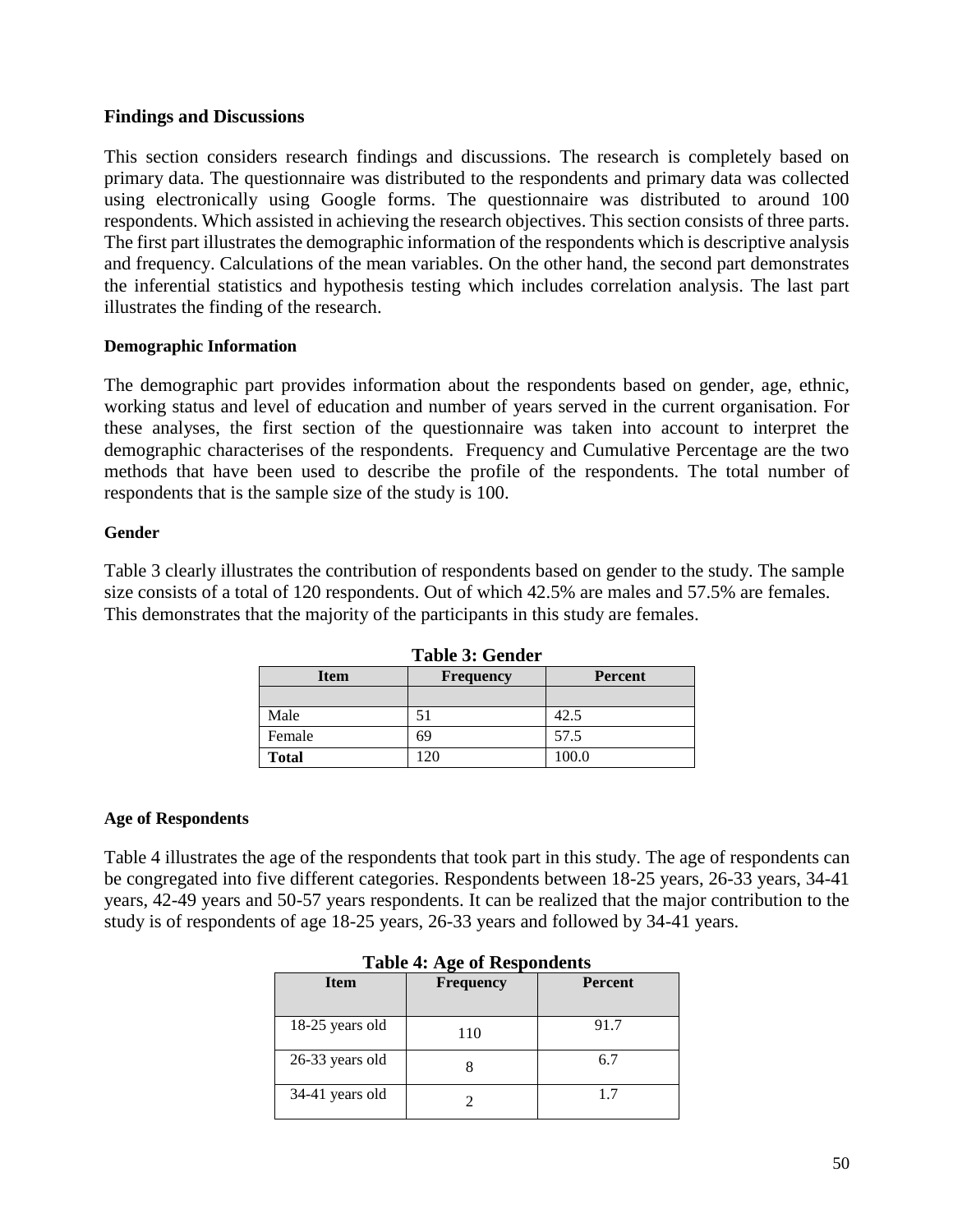## Findings and Discussions

This section considers research findings and discussions. The research is completely based on primary data. The questionnaire was distributed to the respondents and primary data was collected using electronically using Google forms. The questionnaire was distributed to around 100 respondents. Which assisted in achieving the research objectives. This section consists of three parts. The first part illustrates the demographic information of the respondents which is descriptive analysis and frequency. Calculations of the mean variables. On the other hand, the second part demonstrates the inferential statistics and hypothesis testing which includes correlation analysis. The last part illustrates the finding of the research.

### Demographic Information

The demographic part provides information about the respondents based on gender, age, ethnic, working status and level of education and number of years served in the current organisation. For these analyses, the first section of the questionnaire was taken into account to interpret the demographic characterises of the respondents. Frequency and Cumulative Percentage are the two methods that have been used to describe the profile of the respondents. The total number of respondents that is the sample size of the study is 100.

### Gender

Table 3 clearly illustrates the contribution of respondents based on gender to the study. The sample size consists of a total of 120 respondents. Out of which 42.5% are males and 57.5% are females. This demonstrates that the majority of the participants in this study are females.

**Table 3: Gender**

| Item | Frequency | Percent |
|---|---|---|
| | | |
| Male | 51 | 42.5 |
| Female | 69 | 57.5 |
| **Total** | 120 | 100.0 |

### Age of Respondents

Table 4 illustrates the age of the respondents that took part in this study. The age of respondents can be congregated into five different categories. Respondents between 18-25 years, 26-33 years, 34-41 years, 42-49 years and 50-57 years respondents. It can be realized that the major contribution to the study is of respondents of age 18-25 years, 26-33 years and followed by 34-41 years.

**Table 4: Age of Respondents**

| Item | Frequency | Percent |
|---|---|---|
| 18-25 years old | 110 | 91.7 |
| 26-33 years old | 8 | 6.7 |
| 34-41 years old | 2 | 1.7 |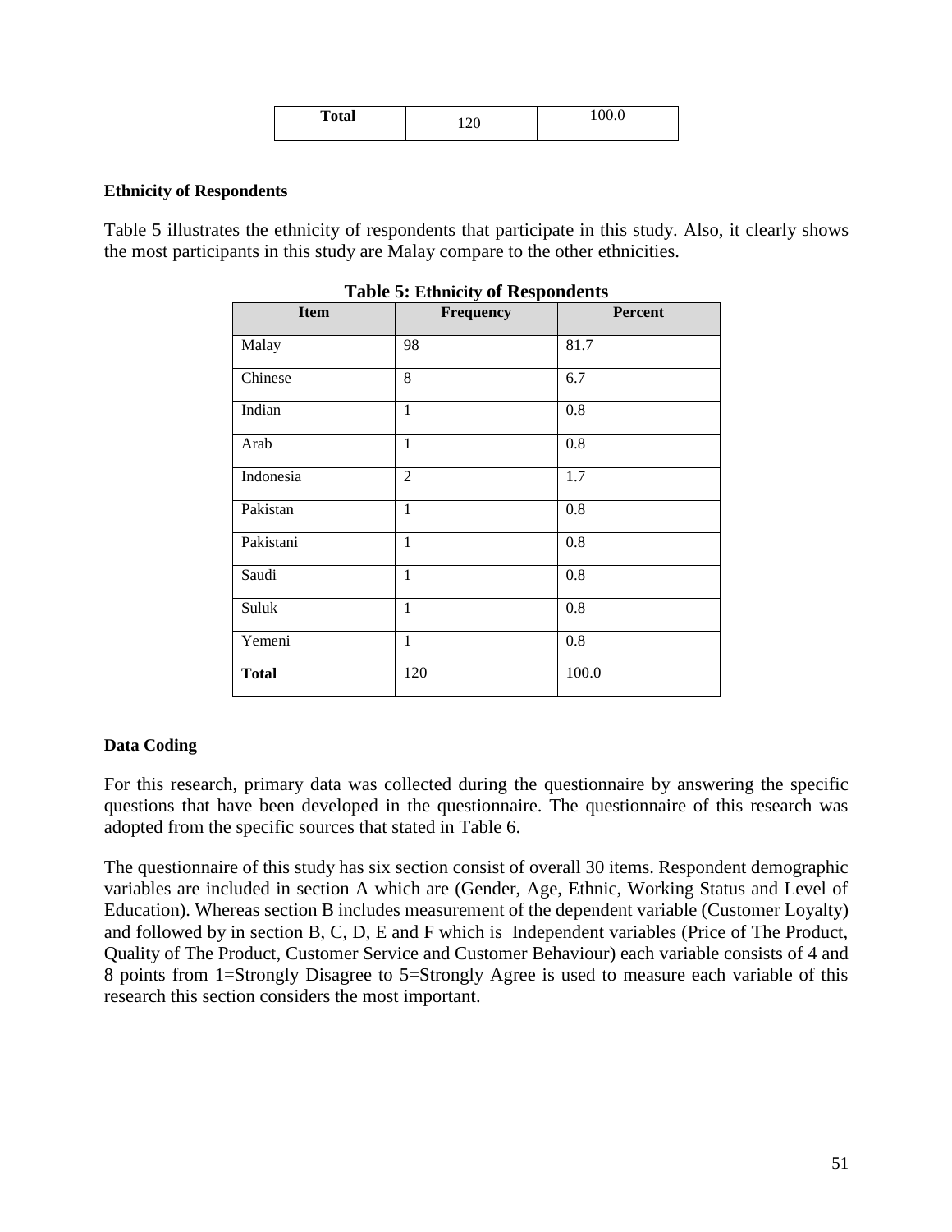| Total | 120 | 100.0 |
| --- | --- | --- |

**Ethnicity of Respondents**

Table 5 illustrates the ethnicity of respondents that participate in this study. Also, it clearly shows the most participants in this study are Malay compare to the other ethnicities.

**Table 5: Ethnicity of Respondents**

| Item | Frequency | Percent |
| --- | --- | --- |
| Malay | 98 | 81.7 |
| Chinese | 8 | 6.7 |
| Indian | 1 | 0.8 |
| Arab | 1 | 0.8 |
| Indonesia | 2 | 1.7 |
| Pakistan | 1 | 0.8 |
| Pakistani | 1 | 0.8 |
| Saudi | 1 | 0.8 |
| Suluk | 1 | 0.8 |
| Yemeni | 1 | 0.8 |
| **Total** | 120 | 100.0 |

**Data Coding**

For this research, primary data was collected during the questionnaire by answering the specific questions that have been developed in the questionnaire. The questionnaire of this research was adopted from the specific sources that stated in Table 6.

The questionnaire of this study has six section consist of overall 30 items. Respondent demographic variables are included in section A which are (Gender, Age, Ethnic, Working Status and Level of Education). Whereas section B includes measurement of the dependent variable (Customer Loyalty) and followed by in section B, C, D, E and F which is Independent variables (Price of The Product, Quality of The Product, Customer Service and Customer Behaviour) each variable consists of 4 and 8 points from 1=Strongly Disagree to 5=Strongly Agree is used to measure each variable of this research this section considers the most important.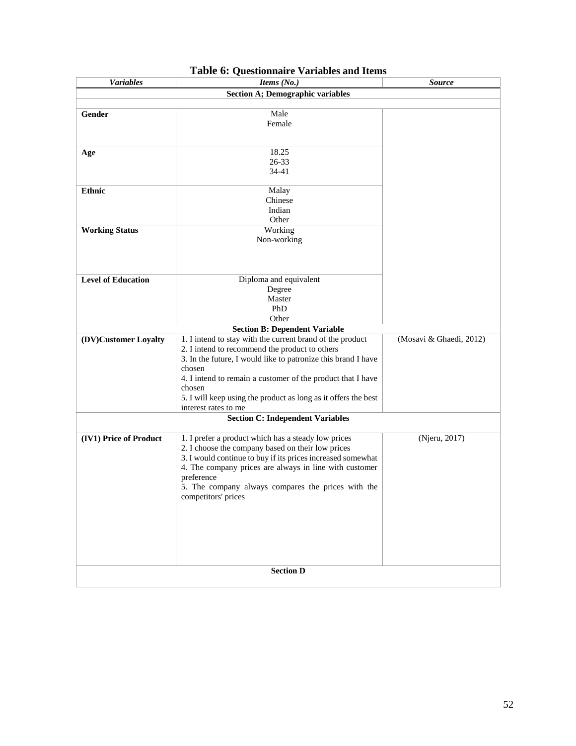**Table 6: Questionnaire Variables and Items**

| *Variables* | *Items (No.)* | *Source* |
|---|---|---|
| **Section A; Demographic variables** | | |
| **Gender** | Male<br>Female | |
| **Age** | 18.25<br>26-33<br>34-41 | |
| **Ethnic** | Malay<br>Chinese<br>Indian<br>Other | |
| **Working Status** | Working<br>Non-working | |
| **Level of Education** | Diploma and equivalent<br>Degree<br>Master<br>PhD<br>Other | |
| **Section B: Dependent Variable** | | |
| **(DV)Customer Loyalty** | 1. I intend to stay with the current brand of the product<br>2. I intend to recommend the product to others<br>3. In the future, I would like to patronize this brand I have chosen<br>4. I intend to remain a customer of the product that I have chosen<br>5. I will keep using the product as long as it offers the best interest rates to me | (Mosavi & Ghaedi, 2012) |
| **Section C: Independent Variables** | | |
| **(IV1) Price of Product** | 1. I prefer a product which has a steady low prices<br>2. I choose the company based on their low prices<br>3. I would continue to buy if its prices increased somewhat<br>4. The company prices are always in line with customer preference<br>5. The company always compares the prices with the competitors' prices | (Njeru, 2017) |
| **Section D** | | |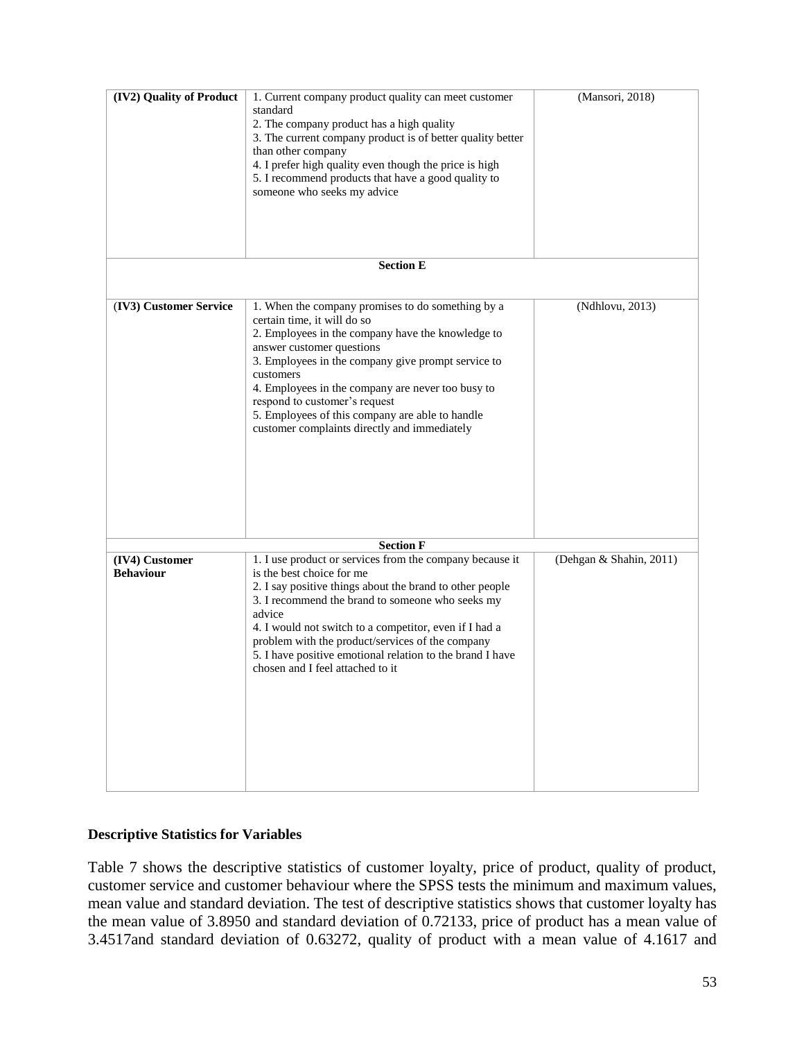| (IV2) Quality of Product | 1. Current company product quality can meet customer standard<br>2. The company product has a high quality<br>3. The current company product is of better quality better than other company<br>4. I prefer high quality even though the price is high<br>5. I recommend products that have a good quality to someone who seeks my advice | (Mansori, 2018) |
|---|---|---|
| | **Section E** | |
| (IV3) Customer Service | 1. When the company promises to do something by a certain time, it will do so<br>2. Employees in the company have the knowledge to answer customer questions<br>3. Employees in the company give prompt service to customers<br>4. Employees in the company are never too busy to respond to customer's request<br>5. Employees of this company are able to handle customer complaints directly and immediately | (Ndhlovu, 2013) |
| | **Section F** | |
| (IV4) Customer Behaviour | 1. I use product or services from the company because it is the best choice for me<br>2. I say positive things about the brand to other people<br>3. I recommend the brand to someone who seeks my advice<br>4. I would not switch to a competitor, even if I had a problem with the product/services of the company<br>5. I have positive emotional relation to the brand I have chosen and I feel attached to it | (Dehgan & Shahin, 2011) |

**Descriptive Statistics for Variables**

Table 7 shows the descriptive statistics of customer loyalty, price of product, quality of product, customer service and customer behaviour where the SPSS tests the minimum and maximum values, mean value and standard deviation. The test of descriptive statistics shows that customer loyalty has the mean value of 3.8950 and standard deviation of 0.72133, price of product has a mean value of 3.4517and standard deviation of 0.63272, quality of product with a mean value of 4.1617 and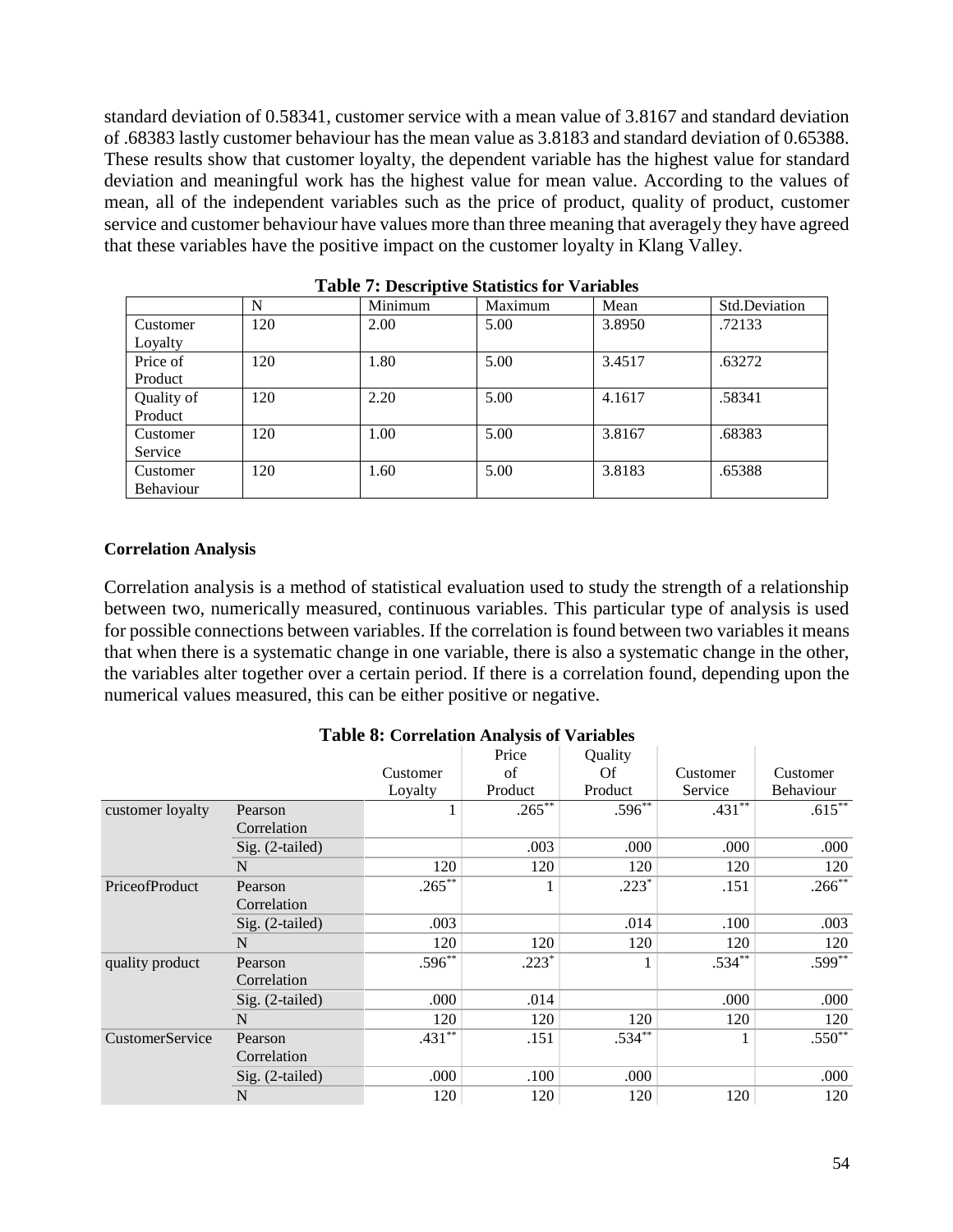standard deviation of 0.58341, customer service with a mean value of 3.8167 and standard deviation of .68383 lastly customer behaviour has the mean value as 3.8183 and standard deviation of 0.65388. These results show that customer loyalty, the dependent variable has the highest value for standard deviation and meaningful work has the highest value for mean value. According to the values of mean, all of the independent variables such as the price of product, quality of product, customer service and customer behaviour have values more than three meaning that averagely they have agreed that these variables have the positive impact on the customer loyalty in Klang Valley.

**Table 7: Descriptive Statistics for Variables**

| | N | Minimum | Maximum | Mean | Std.Deviation |
|---|---|---|---|---|---|
| Customer Loyalty | 120 | 2.00 | 5.00 | 3.8950 | .72133 |
| Price of Product | 120 | 1.80 | 5.00 | 3.4517 | .63272 |
| Quality of Product | 120 | 2.20 | 5.00 | 4.1617 | .58341 |
| Customer Service | 120 | 1.00 | 5.00 | 3.8167 | .68383 |
| Customer Behaviour | 120 | 1.60 | 5.00 | 3.8183 | .65388 |

**Correlation Analysis**

Correlation analysis is a method of statistical evaluation used to study the strength of a relationship between two, numerically measured, continuous variables. This particular type of analysis is used for possible connections between variables. If the correlation is found between two variables it means that when there is a systematic change in one variable, there is also a systematic change in the other, the variables alter together over a certain period. If there is a correlation found, depending upon the numerical values measured, this can be either positive or negative.

**Table 8: Correlation Analysis of Variables**

| | | Customer Loyalty | Price of Product | Quality Of Product | Customer Service | Customer Behaviour |
|---|---|---|---|---|---|---|
| customer loyalty | Pearson Correlation | 1 | .265** | .596** | .431** | .615** |
| | Sig. (2-tailed) | | .003 | .000 | .000 | .000 |
| | N | 120 | 120 | 120 | 120 | 120 |
| PriceofProduct | Pearson Correlation | .265** | 1 | .223* | .151 | .266** |
| | Sig. (2-tailed) | .003 | | .014 | .100 | .003 |
| | N | 120 | 120 | 120 | 120 | 120 |
| quality product | Pearson Correlation | .596** | .223* | 1 | .534** | .599** |
| | Sig. (2-tailed) | .000 | .014 | | .000 | .000 |
| | N | 120 | 120 | 120 | 120 | 120 |
| CustomerService | Pearson Correlation | .431** | .151 | .534** | 1 | .550** |
| | Sig. (2-tailed) | .000 | .100 | .000 | | .000 |
| | N | 120 | 120 | 120 | 120 | 120 |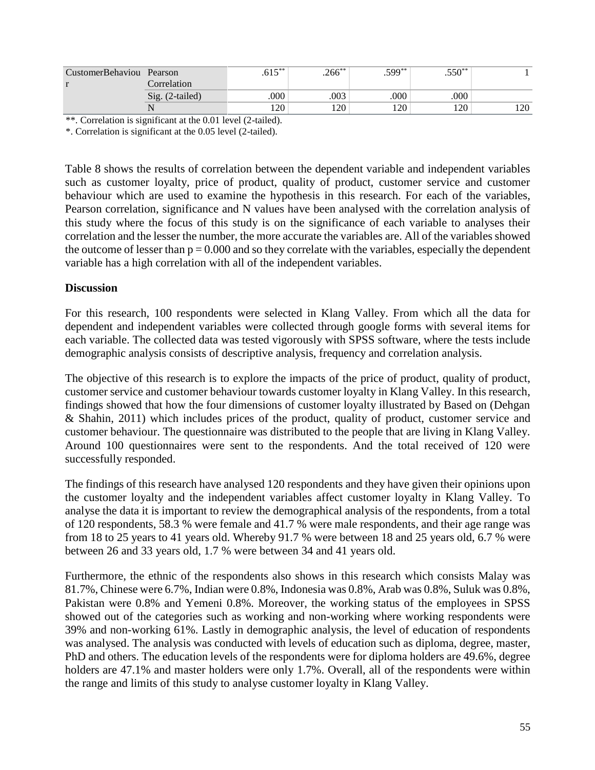| | | | | | | |
|---|---|---|---|---|---|---|
| CustomerBehaviour | Pearson Correlation | .615** | .266** | .599** | .550** | 1 |
| | Sig. (2-tailed) | .000 | .003 | .000 | .000 | |
| | N | 120 | 120 | 120 | 120 | 120 |

**. Correlation is significant at the 0.01 level (2-tailed).

*. Correlation is significant at the 0.05 level (2-tailed).

Table 8 shows the results of correlation between the dependent variable and independent variables such as customer loyalty, price of product, quality of product, customer service and customer behaviour which are used to examine the hypothesis in this research. For each of the variables, Pearson correlation, significance and N values have been analysed with the correlation analysis of this study where the focus of this study is on the significance of each variable to analyses their correlation and the lesser the number, the more accurate the variables are. All of the variables showed the outcome of lesser than $p = 0.000$ and so they correlate with the variables, especially the dependent variable has a high correlation with all of the independent variables.

**Discussion**

For this research, 100 respondents were selected in Klang Valley. From which all the data for dependent and independent variables were collected through google forms with several items for each variable. The collected data was tested vigorously with SPSS software, where the tests include demographic analysis consists of descriptive analysis, frequency and correlation analysis.

The objective of this research is to explore the impacts of the price of product, quality of product, customer service and customer behaviour towards customer loyalty in Klang Valley. In this research, findings showed that how the four dimensions of customer loyalty illustrated by Based on (Dehgan & Shahin, 2011) which includes prices of the product, quality of product, customer service and customer behaviour. The questionnaire was distributed to the people that are living in Klang Valley. Around 100 questionnaires were sent to the respondents. And the total received of 120 were successfully responded.

The findings of this research have analysed 120 respondents and they have given their opinions upon the customer loyalty and the independent variables affect customer loyalty in Klang Valley. To analyse the data it is important to review the demographical analysis of the respondents, from a total of 120 respondents, 58.3 % were female and 41.7 % were male respondents, and their age range was from 18 to 25 years to 41 years old. Whereby 91.7 % were between 18 and 25 years old, 6.7 % were between 26 and 33 years old, 1.7 % were between 34 and 41 years old.

Furthermore, the ethnic of the respondents also shows in this research which consists Malay was 81.7%, Chinese were 6.7%, Indian were 0.8%, Indonesia was 0.8%, Arab was 0.8%, Suluk was 0.8%, Pakistan were 0.8% and Yemeni 0.8%. Moreover, the working status of the employees in SPSS showed out of the categories such as working and non-working where working respondents were 39% and non-working 61%. Lastly in demographic analysis, the level of education of respondents was analysed. The analysis was conducted with levels of education such as diploma, degree, master, PhD and others. The education levels of the respondents were for diploma holders are 49.6%, degree holders are 47.1% and master holders were only 1.7%. Overall, all of the respondents were within the range and limits of this study to analyse customer loyalty in Klang Valley.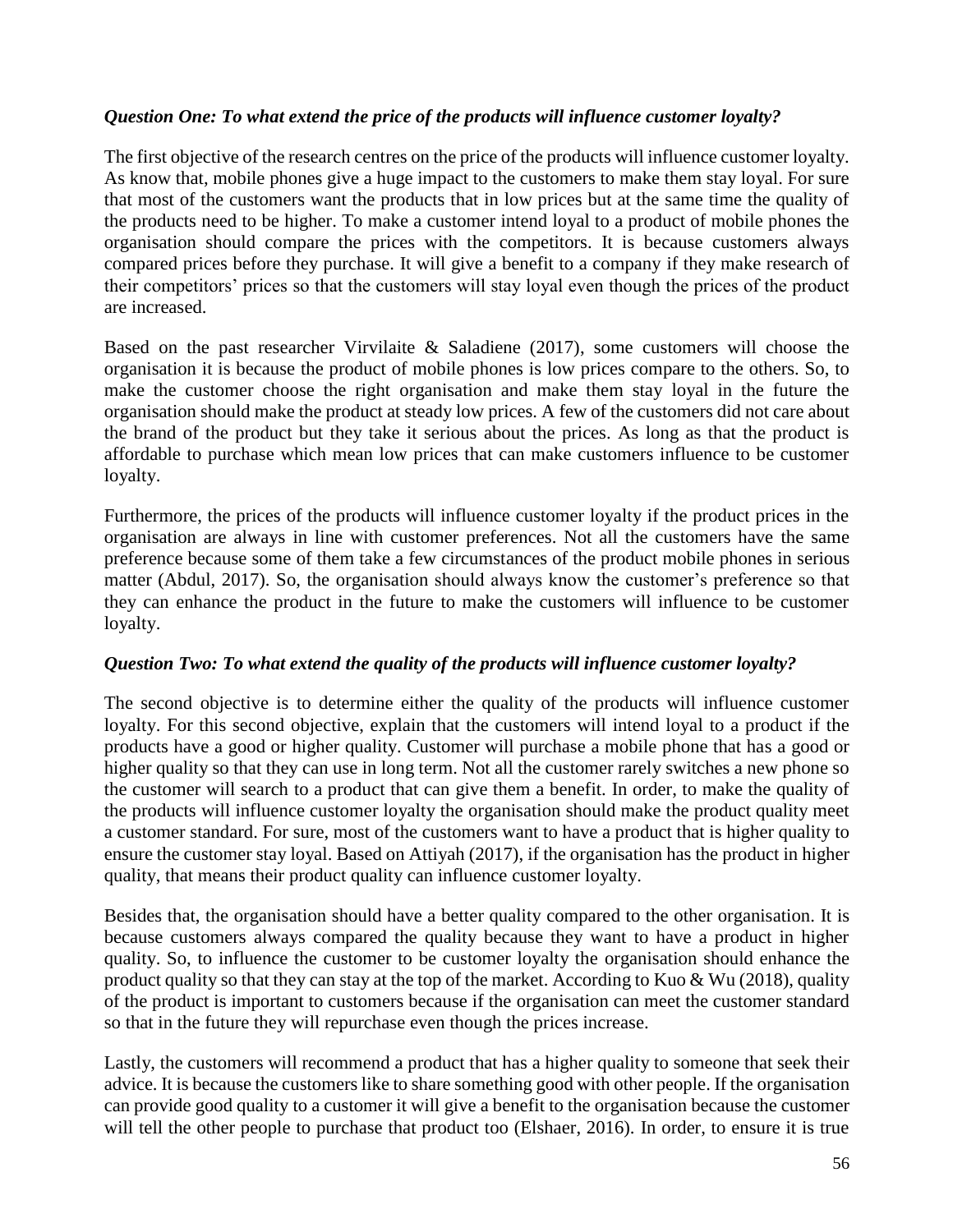*Question One: To what extend the price of the products will influence customer loyalty?*

The first objective of the research centres on the price of the products will influence customer loyalty. As know that, mobile phones give a huge impact to the customers to make them stay loyal. For sure that most of the customers want the products that in low prices but at the same time the quality of the products need to be higher. To make a customer intend loyal to a product of mobile phones the organisation should compare the prices with the competitors. It is because customers always compared prices before they purchase. It will give a benefit to a company if they make research of their competitors' prices so that the customers will stay loyal even though the prices of the product are increased.

Based on the past researcher Virvilaite & Saladiene (2017), some customers will choose the organisation it is because the product of mobile phones is low prices compare to the others. So, to make the customer choose the right organisation and make them stay loyal in the future the organisation should make the product at steady low prices. A few of the customers did not care about the brand of the product but they take it serious about the prices. As long as that the product is affordable to purchase which mean low prices that can make customers influence to be customer loyalty.

Furthermore, the prices of the products will influence customer loyalty if the product prices in the organisation are always in line with customer preferences. Not all the customers have the same preference because some of them take a few circumstances of the product mobile phones in serious matter (Abdul, 2017). So, the organisation should always know the customer's preference so that they can enhance the product in the future to make the customers will influence to be customer loyalty.

*Question Two: To what extend the quality of the products will influence customer loyalty?*

The second objective is to determine either the quality of the products will influence customer loyalty. For this second objective, explain that the customers will intend loyal to a product if the products have a good or higher quality. Customer will purchase a mobile phone that has a good or higher quality so that they can use in long term. Not all the customer rarely switches a new phone so the customer will search to a product that can give them a benefit. In order, to make the quality of the products will influence customer loyalty the organisation should make the product quality meet a customer standard. For sure, most of the customers want to have a product that is higher quality to ensure the customer stay loyal. Based on Attiyah (2017), if the organisation has the product in higher quality, that means their product quality can influence customer loyalty.

Besides that, the organisation should have a better quality compared to the other organisation. It is because customers always compared the quality because they want to have a product in higher quality. So, to influence the customer to be customer loyalty the organisation should enhance the product quality so that they can stay at the top of the market. According to Kuo & Wu (2018), quality of the product is important to customers because if the organisation can meet the customer standard so that in the future they will repurchase even though the prices increase.

Lastly, the customers will recommend a product that has a higher quality to someone that seek their advice. It is because the customers like to share something good with other people. If the organisation can provide good quality to a customer it will give a benefit to the organisation because the customer will tell the other people to purchase that product too (Elshaer, 2016). In order, to ensure it is true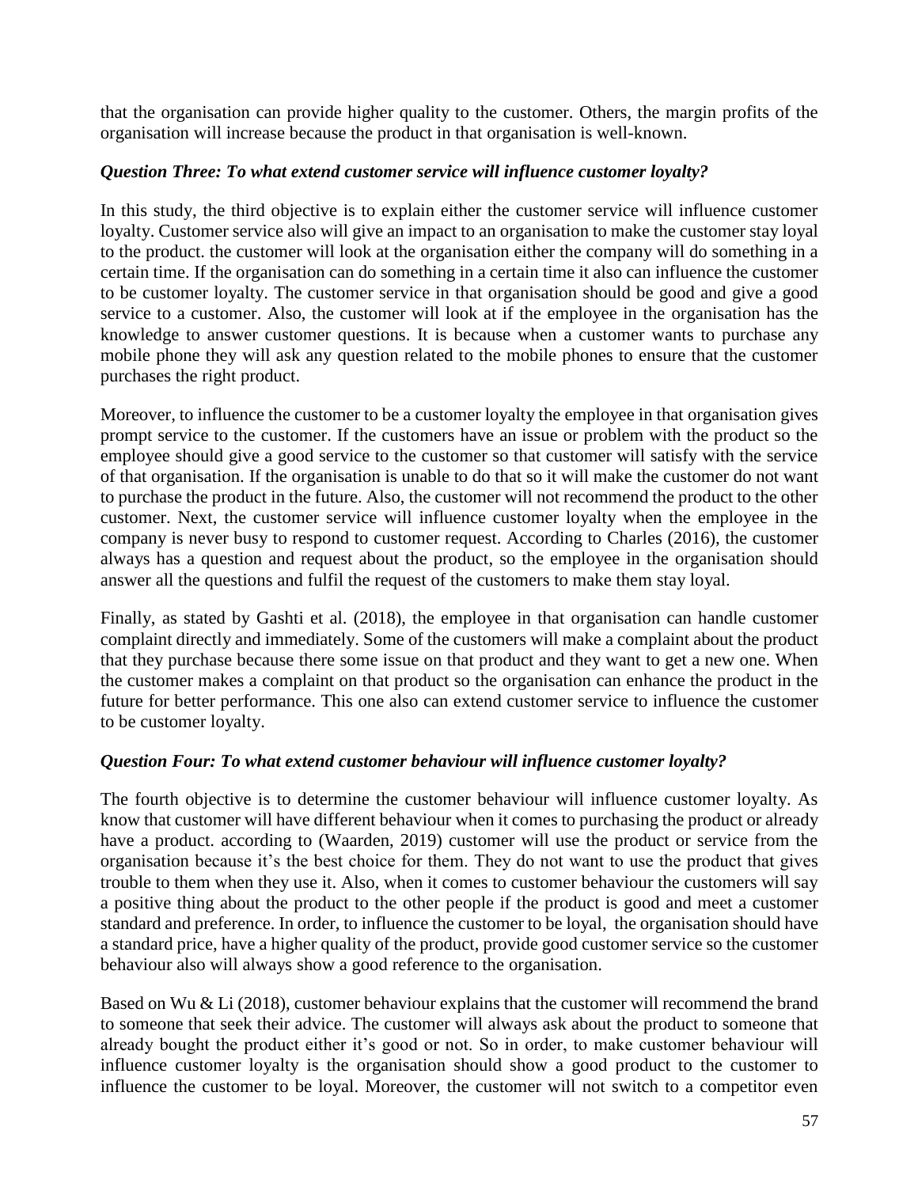that the organisation can provide higher quality to the customer. Others, the margin profits of the organisation will increase because the product in that organisation is well-known.

***Question Three: To what extend customer service will influence customer loyalty?***

In this study, the third objective is to explain either the customer service will influence customer loyalty. Customer service also will give an impact to an organisation to make the customer stay loyal to the product. the customer will look at the organisation either the company will do something in a certain time. If the organisation can do something in a certain time it also can influence the customer to be customer loyalty. The customer service in that organisation should be good and give a good service to a customer. Also, the customer will look at if the employee in the organisation has the knowledge to answer customer questions. It is because when a customer wants to purchase any mobile phone they will ask any question related to the mobile phones to ensure that the customer purchases the right product.

Moreover, to influence the customer to be a customer loyalty the employee in that organisation gives prompt service to the customer. If the customers have an issue or problem with the product so the employee should give a good service to the customer so that customer will satisfy with the service of that organisation. If the organisation is unable to do that so it will make the customer do not want to purchase the product in the future. Also, the customer will not recommend the product to the other customer. Next, the customer service will influence customer loyalty when the employee in the company is never busy to respond to customer request. According to Charles (2016), the customer always has a question and request about the product, so the employee in the organisation should answer all the questions and fulfil the request of the customers to make them stay loyal.

Finally, as stated by Gashti et al. (2018), the employee in that organisation can handle customer complaint directly and immediately. Some of the customers will make a complaint about the product that they purchase because there some issue on that product and they want to get a new one. When the customer makes a complaint on that product so the organisation can enhance the product in the future for better performance. This one also can extend customer service to influence the customer to be customer loyalty.

***Question Four: To what extend customer behaviour will influence customer loyalty?***

The fourth objective is to determine the customer behaviour will influence customer loyalty. As know that customer will have different behaviour when it comes to purchasing the product or already have a product. according to (Waarden, 2019) customer will use the product or service from the organisation because it's the best choice for them. They do not want to use the product that gives trouble to them when they use it. Also, when it comes to customer behaviour the customers will say a positive thing about the product to the other people if the product is good and meet a customer standard and preference. In order, to influence the customer to be loyal, the organisation should have a standard price, have a higher quality of the product, provide good customer service so the customer behaviour also will always show a good reference to the organisation.

Based on Wu & Li (2018), customer behaviour explains that the customer will recommend the brand to someone that seek their advice. The customer will always ask about the product to someone that already bought the product either it's good or not. So in order, to make customer behaviour will influence customer loyalty is the organisation should show a good product to the customer to influence the customer to be loyal. Moreover, the customer will not switch to a competitor even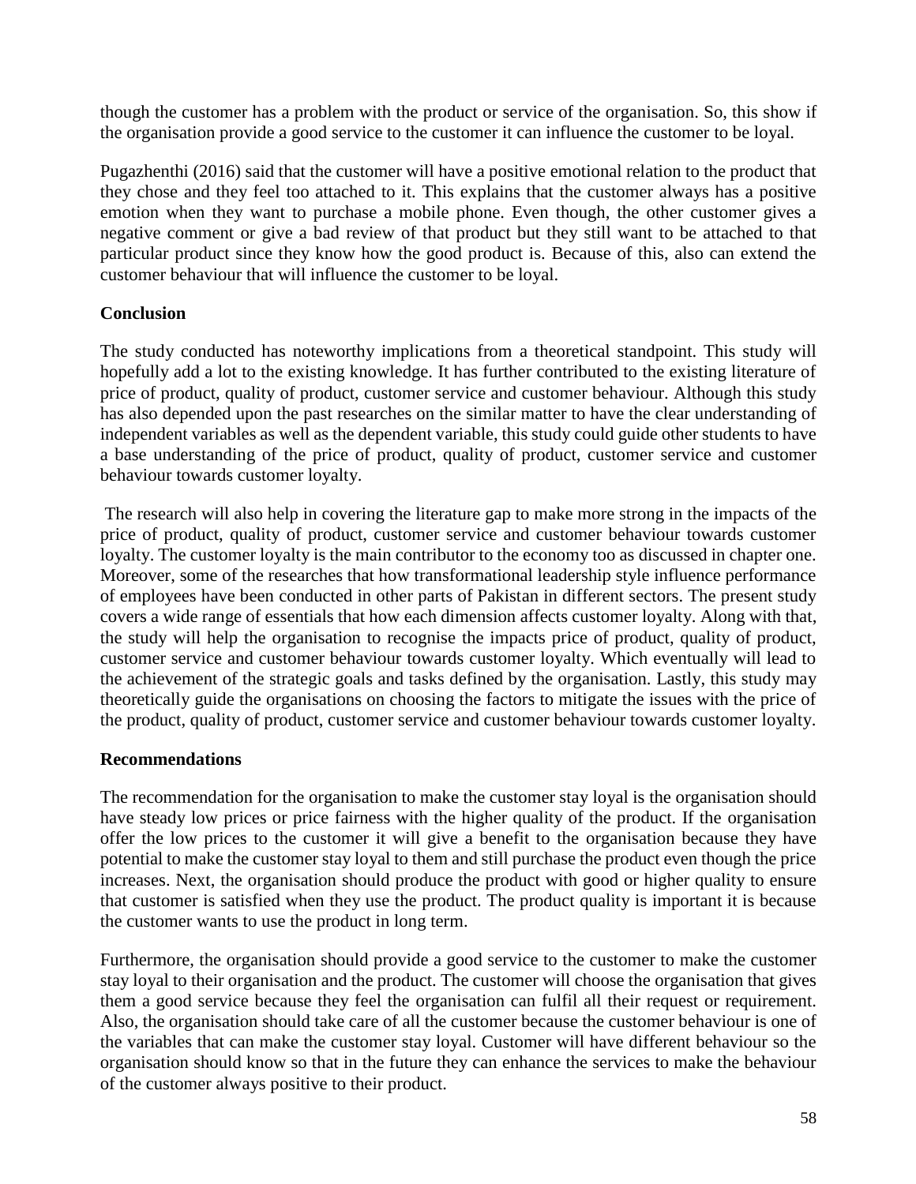though the customer has a problem with the product or service of the organisation. So, this show if the organisation provide a good service to the customer it can influence the customer to be loyal.

Pugazhenthi (2016) said that the customer will have a positive emotional relation to the product that they chose and they feel too attached to it. This explains that the customer always has a positive emotion when they want to purchase a mobile phone. Even though, the other customer gives a negative comment or give a bad review of that product but they still want to be attached to that particular product since they know how the good product is. Because of this, also can extend the customer behaviour that will influence the customer to be loyal.

**Conclusion**

The study conducted has noteworthy implications from a theoretical standpoint. This study will hopefully add a lot to the existing knowledge. It has further contributed to the existing literature of price of product, quality of product, customer service and customer behaviour. Although this study has also depended upon the past researches on the similar matter to have the clear understanding of independent variables as well as the dependent variable, this study could guide other students to have a base understanding of the price of product, quality of product, customer service and customer behaviour towards customer loyalty.

The research will also help in covering the literature gap to make more strong in the impacts of the price of product, quality of product, customer service and customer behaviour towards customer loyalty. The customer loyalty is the main contributor to the economy too as discussed in chapter one. Moreover, some of the researches that how transformational leadership style influence performance of employees have been conducted in other parts of Pakistan in different sectors. The present study covers a wide range of essentials that how each dimension affects customer loyalty. Along with that, the study will help the organisation to recognise the impacts price of product, quality of product, customer service and customer behaviour towards customer loyalty. Which eventually will lead to the achievement of the strategic goals and tasks defined by the organisation. Lastly, this study may theoretically guide the organisations on choosing the factors to mitigate the issues with the price of the product, quality of product, customer service and customer behaviour towards customer loyalty.

**Recommendations**

The recommendation for the organisation to make the customer stay loyal is the organisation should have steady low prices or price fairness with the higher quality of the product. If the organisation offer the low prices to the customer it will give a benefit to the organisation because they have potential to make the customer stay loyal to them and still purchase the product even though the price increases. Next, the organisation should produce the product with good or higher quality to ensure that customer is satisfied when they use the product. The product quality is important it is because the customer wants to use the product in long term.

Furthermore, the organisation should provide a good service to the customer to make the customer stay loyal to their organisation and the product. The customer will choose the organisation that gives them a good service because they feel the organisation can fulfil all their request or requirement. Also, the organisation should take care of all the customer because the customer behaviour is one of the variables that can make the customer stay loyal. Customer will have different behaviour so the organisation should know so that in the future they can enhance the services to make the behaviour of the customer always positive to their product.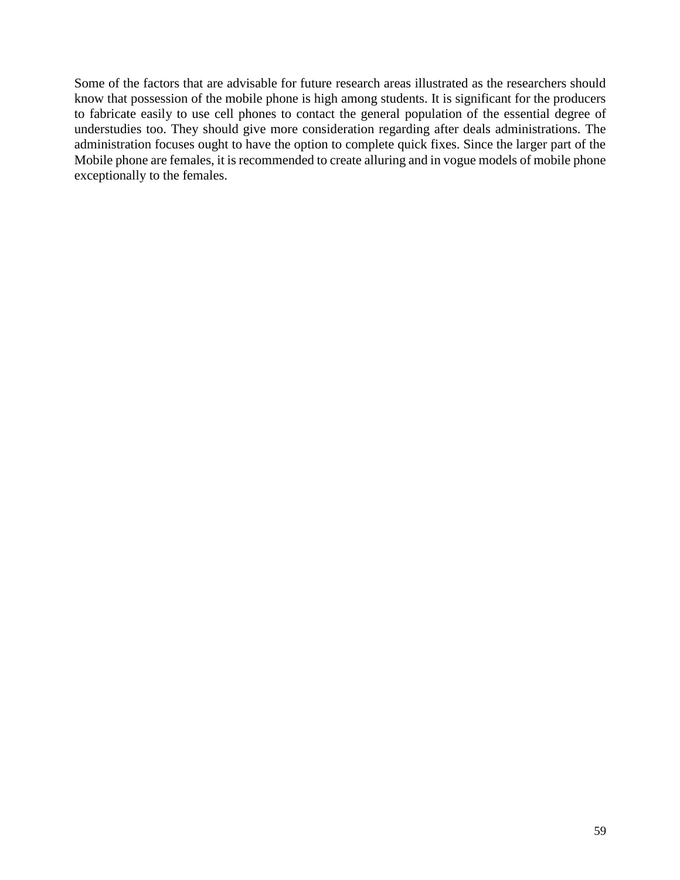Some of the factors that are advisable for future research areas illustrated as the researchers should know that possession of the mobile phone is high among students. It is significant for the producers to fabricate easily to use cell phones to contact the general population of the essential degree of understudies too. They should give more consideration regarding after deals administrations. The administration focuses ought to have the option to complete quick fixes. Since the larger part of the Mobile phone are females, it is recommended to create alluring and in vogue models of mobile phone exceptionally to the females.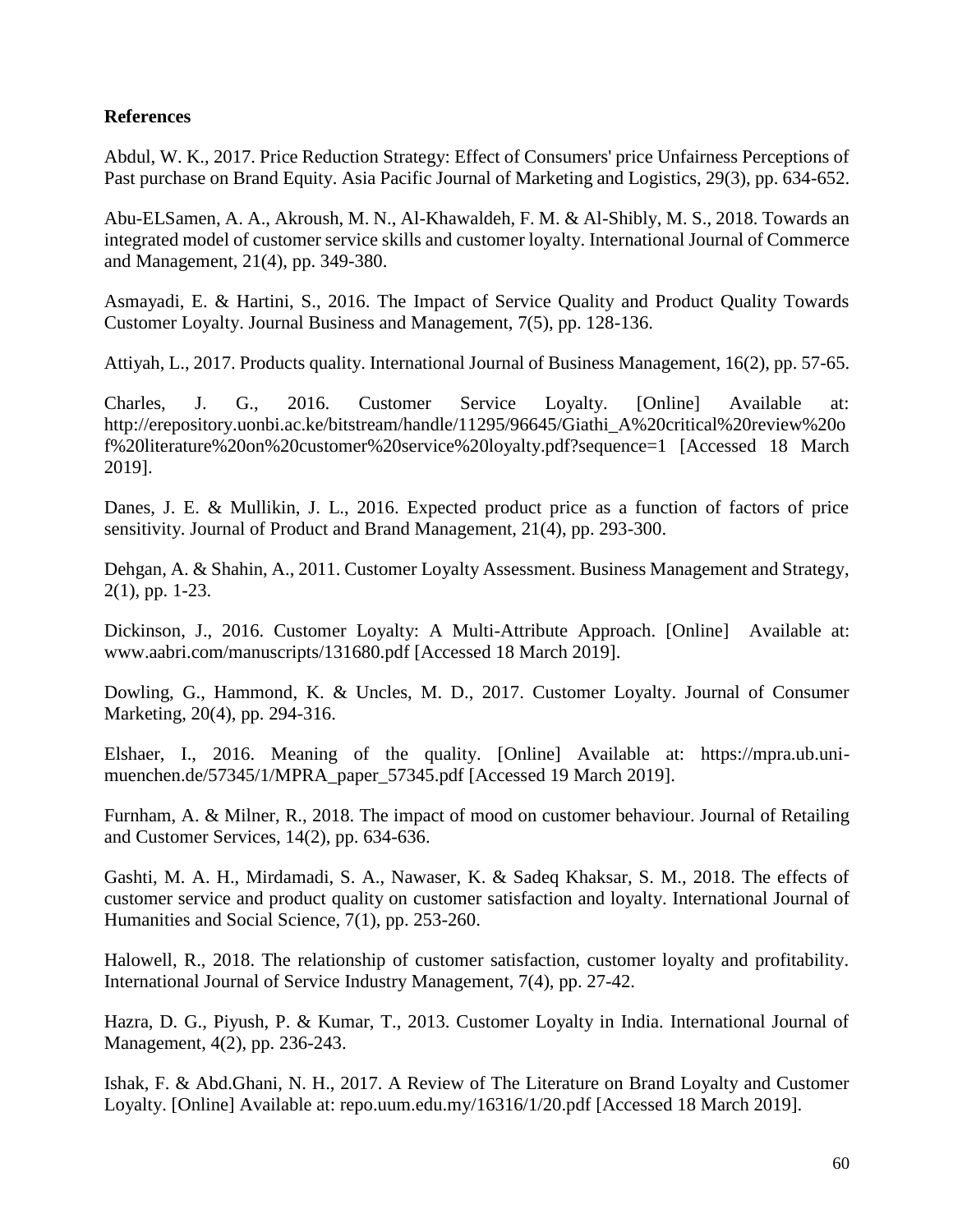**References**

Abdul, W. K., 2017. Price Reduction Strategy: Effect of Consumers' price Unfairness Perceptions of Past purchase on Brand Equity. Asia Pacific Journal of Marketing and Logistics, 29(3), pp. 634-652.

Abu-ELSamen, A. A., Akroush, M. N., Al-Khawaldeh, F. M. & Al-Shibly, M. S., 2018. Towards an integrated model of customer service skills and customer loyalty. International Journal of Commerce and Management, 21(4), pp. 349-380.

Asmayadi, E. & Hartini, S., 2016. The Impact of Service Quality and Product Quality Towards Customer Loyalty. Journal Business and Management, 7(5), pp. 128-136.

Attiyah, L., 2017. Products quality. International Journal of Business Management, 16(2), pp. 57-65.

Charles, J. G., 2016. Customer Service Loyalty. [Online] Available at: http://erepository.uonbi.ac.ke/bitstream/handle/11295/96645/Giathi_A%20critical%20review%20of%20literature%20on%20customer%20service%20loyalty.pdf?sequence=1 [Accessed 18 March 2019].

Danes, J. E. & Mullikin, J. L., 2016. Expected product price as a function of factors of price sensitivity. Journal of Product and Brand Management, 21(4), pp. 293-300.

Dehgan, A. & Shahin, A., 2011. Customer Loyalty Assessment. Business Management and Strategy, 2(1), pp. 1-23.

Dickinson, J., 2016. Customer Loyalty: A Multi-Attribute Approach. [Online] Available at: www.aabri.com/manuscripts/131680.pdf [Accessed 18 March 2019].

Dowling, G., Hammond, K. & Uncles, M. D., 2017. Customer Loyalty. Journal of Consumer Marketing, 20(4), pp. 294-316.

Elshaer, I., 2016. Meaning of the quality. [Online] Available at: https://mpra.ub.uni-muenchen.de/57345/1/MPRA_paper_57345.pdf [Accessed 19 March 2019].

Furnham, A. & Milner, R., 2018. The impact of mood on customer behaviour. Journal of Retailing and Customer Services, 14(2), pp. 634-636.

Gashti, M. A. H., Mirdamadi, S. A., Nawaser, K. & Sadeq Khaksar, S. M., 2018. The effects of customer service and product quality on customer satisfaction and loyalty. International Journal of Humanities and Social Science, 7(1), pp. 253-260.

Halowell, R., 2018. The relationship of customer satisfaction, customer loyalty and profitability. International Journal of Service Industry Management, 7(4), pp. 27-42.

Hazra, D. G., Piyush, P. & Kumar, T., 2013. Customer Loyalty in India. International Journal of Management, 4(2), pp. 236-243.

Ishak, F. & Abd.Ghani, N. H., 2017. A Review of The Literature on Brand Loyalty and Customer Loyalty. [Online] Available at: repo.uum.edu.my/16316/1/20.pdf [Accessed 18 March 2019].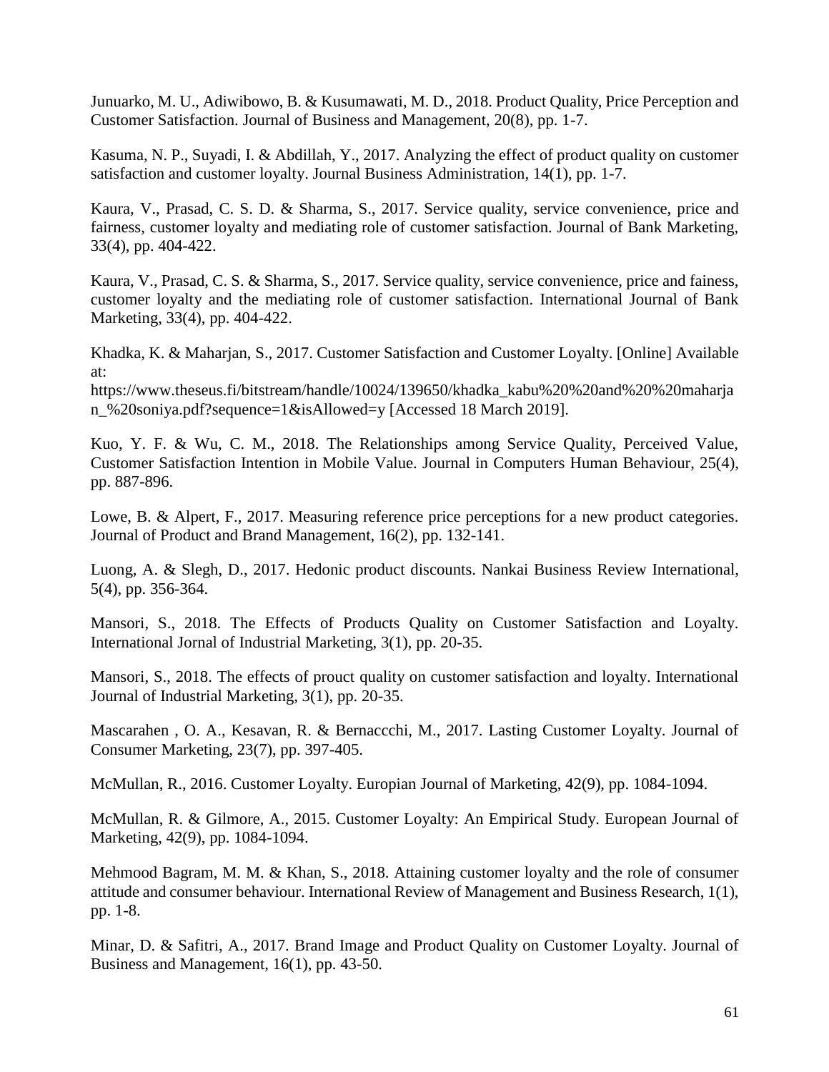Junuarko, M. U., Adiwibowo, B. & Kusumawati, M. D., 2018. Product Quality, Price Perception and Customer Satisfaction. Journal of Business and Management, 20(8), pp. 1-7.

Kasuma, N. P., Suyadi, I. & Abdillah, Y., 2017. Analyzing the effect of product quality on customer satisfaction and customer loyalty. Journal Business Administration, 14(1), pp. 1-7.

Kaura, V., Prasad, C. S. D. & Sharma, S., 2017. Service quality, service convenience, price and fairness, customer loyalty and mediating role of customer satisfaction. Journal of Bank Marketing, 33(4), pp. 404-422.

Kaura, V., Prasad, C. S. & Sharma, S., 2017. Service quality, service convenience, price and fainess, customer loyalty and the mediating role of customer satisfaction. International Journal of Bank Marketing, 33(4), pp. 404-422.

Khadka, K. & Maharjan, S., 2017. Customer Satisfaction and Customer Loyalty. [Online] Available at:
https://www.theseus.fi/bitstream/handle/10024/139650/khadka_kabu%20%20and%20%20maharjan_%20soniya.pdf?sequence=1&isAllowed=y [Accessed 18 March 2019].

Kuo, Y. F. & Wu, C. M., 2018. The Relationships among Service Quality, Perceived Value, Customer Satisfaction Intention in Mobile Value. Journal in Computers Human Behaviour, 25(4), pp. 887-896.

Lowe, B. & Alpert, F., 2017. Measuring reference price perceptions for a new product categories. Journal of Product and Brand Management, 16(2), pp. 132-141.

Luong, A. & Slegh, D., 2017. Hedonic product discounts. Nankai Business Review International, 5(4), pp. 356-364.

Mansori, S., 2018. The Effects of Products Quality on Customer Satisfaction and Loyalty. International Jornal of Industrial Marketing, 3(1), pp. 20-35.

Mansori, S., 2018. The effects of prouct quality on customer satisfaction and loyalty. International Journal of Industrial Marketing, 3(1), pp. 20-35.

Mascarahen , O. A., Kesavan, R. & Bernaccchi, M., 2017. Lasting Customer Loyalty. Journal of Consumer Marketing, 23(7), pp. 397-405.

McMullan, R., 2016. Customer Loyalty. Europian Journal of Marketing, 42(9), pp. 1084-1094.

McMullan, R. & Gilmore, A., 2015. Customer Loyalty: An Empirical Study. European Journal of Marketing, 42(9), pp. 1084-1094.

Mehmood Bagram, M. M. & Khan, S., 2018. Attaining customer loyalty and the role of consumer attitude and consumer behaviour. International Review of Management and Business Research, 1(1), pp. 1-8.

Minar, D. & Safitri, A., 2017. Brand Image and Product Quality on Customer Loyalty. Journal of Business and Management, 16(1), pp. 43-50.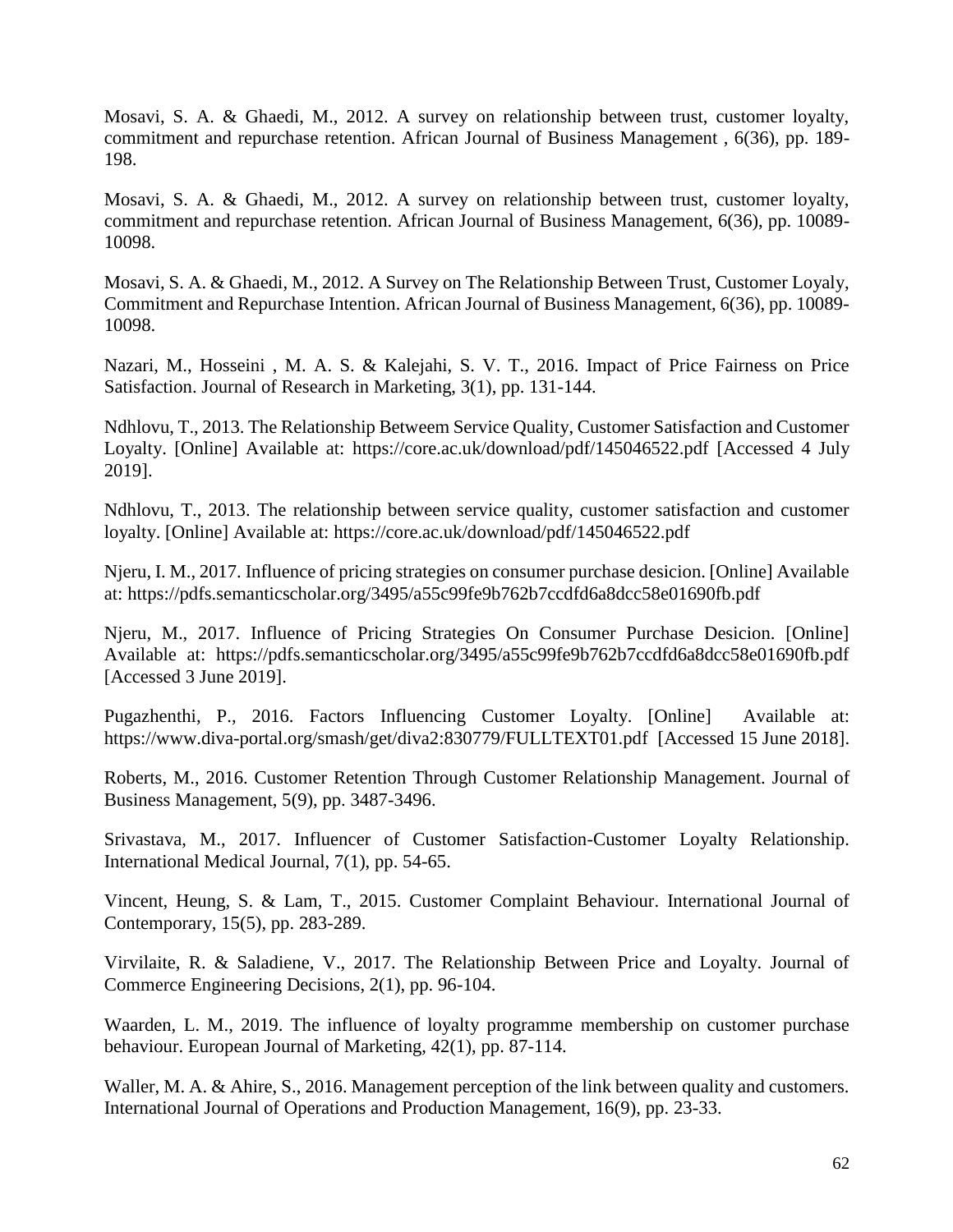Mosavi, S. A. & Ghaedi, M., 2012. A survey on relationship between trust, customer loyalty, commitment and repurchase retention. African Journal of Business Management , 6(36), pp. 189-198.

Mosavi, S. A. & Ghaedi, M., 2012. A survey on relationship between trust, customer loyalty, commitment and repurchase retention. African Journal of Business Management, 6(36), pp. 10089-10098.

Mosavi, S. A. & Ghaedi, M., 2012. A Survey on The Relationship Between Trust, Customer Loyaly, Commitment and Repurchase Intention. African Journal of Business Management, 6(36), pp. 10089-10098.

Nazari, M., Hosseini , M. A. S. & Kalejahi, S. V. T., 2016. Impact of Price Fairness on Price Satisfaction. Journal of Research in Marketing, 3(1), pp. 131-144.

Ndhlovu, T., 2013. The Relationship Betweem Service Quality, Customer Satisfaction and Customer Loyalty. [Online] Available at: https://core.ac.uk/download/pdf/145046522.pdf [Accessed 4 July 2019].

Ndhlovu, T., 2013. The relationship between service quality, customer satisfaction and customer loyalty. [Online] Available at: https://core.ac.uk/download/pdf/145046522.pdf

Njeru, I. M., 2017. Influence of pricing strategies on consumer purchase desicion. [Online] Available at: https://pdfs.semanticscholar.org/3495/a55c99fe9b762b7ccdfd6a8dcc58e01690fb.pdf

Njeru, M., 2017. Influence of Pricing Strategies On Consumer Purchase Desicion. [Online] Available at: https://pdfs.semanticscholar.org/3495/a55c99fe9b762b7ccdfd6a8dcc58e01690fb.pdf [Accessed 3 June 2019].

Pugazhenthi, P., 2016. Factors Influencing Customer Loyalty. [Online] Available at: https://www.diva-portal.org/smash/get/diva2:830779/FULLTEXT01.pdf [Accessed 15 June 2018].

Roberts, M., 2016. Customer Retention Through Customer Relationship Management. Journal of Business Management, 5(9), pp. 3487-3496.

Srivastava, M., 2017. Influencer of Customer Satisfaction-Customer Loyalty Relationship. International Medical Journal, 7(1), pp. 54-65.

Vincent, Heung, S. & Lam, T., 2015. Customer Complaint Behaviour. International Journal of Contemporary, 15(5), pp. 283-289.

Virvilaite, R. & Saladiene, V., 2017. The Relationship Between Price and Loyalty. Journal of Commerce Engineering Decisions, 2(1), pp. 96-104.

Waarden, L. M., 2019. The influence of loyalty programme membership on customer purchase behaviour. European Journal of Marketing, 42(1), pp. 87-114.

Waller, M. A. & Ahire, S., 2016. Management perception of the link between quality and customers. International Journal of Operations and Production Management, 16(9), pp. 23-33.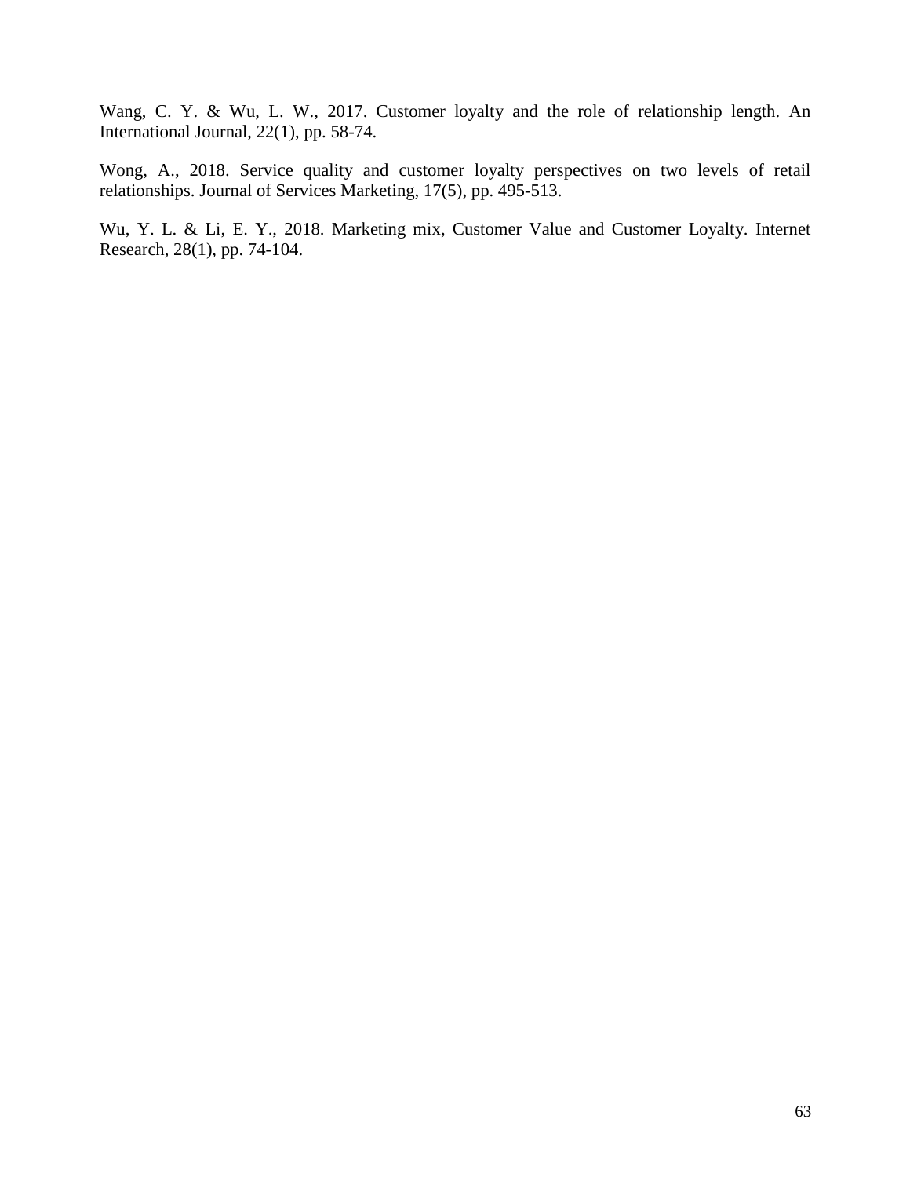Wang, C. Y. & Wu, L. W., 2017. Customer loyalty and the role of relationship length. An International Journal, 22(1), pp. 58-74.

Wong, A., 2018. Service quality and customer loyalty perspectives on two levels of retail relationships. Journal of Services Marketing, 17(5), pp. 495-513.

Wu, Y. L. & Li, E. Y., 2018. Marketing mix, Customer Value and Customer Loyalty. Internet Research, 28(1), pp. 74-104.